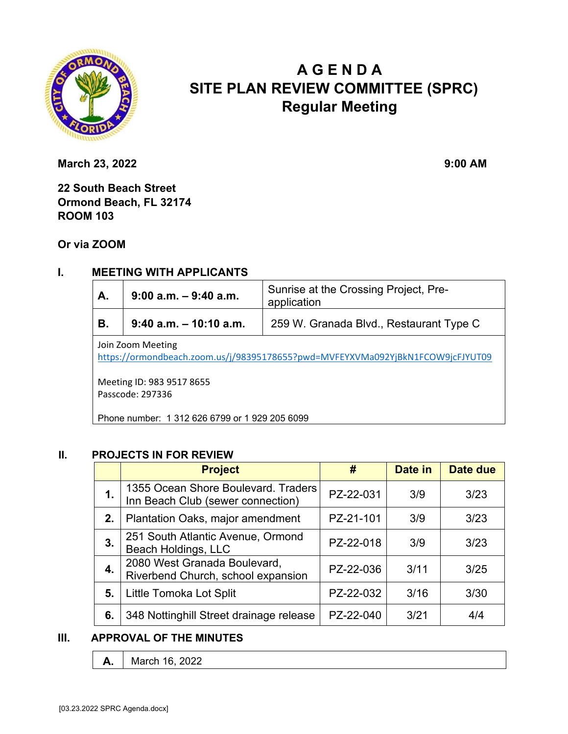# AGENDA
# SITE PLAN REVIEW COMMITTEE (SPRC)
## Regular Meeting

**March 23, 2022** **9:00 AM**

**22 South Beach Street**
**Ormond Beach, FL 32174**
**ROOM 103**

**Or via ZOOM**

## I. MEETING WITH APPLICANTS

| | | |
|---|---|---|
| **A.** | **9:00 a.m. – 9:40 a.m.** | Sunrise at the Crossing Project, Pre-application |
| **B.** | **9:40 a.m. – 10:10 a.m.** | 259 W. Granada Blvd., Restaurant Type C |

Join Zoom Meeting
https://ormondbeach.zoom.us/j/98395178655?pwd=MVFEYXVMa092YjBkN1FCOW9jcFJYUT09

Meeting ID: 983 9517 8655
Passcode: 297336

Phone number: 1 312 626 6799 or 1 929 205 6099

## II. PROJECTS IN FOR REVIEW

| | Project | # | Date in | Date due |
|---|---|---|---|---|
| **1.** | 1355 Ocean Shore Boulevard. Traders Inn Beach Club (sewer connection) | PZ-22-031 | 3/9 | 3/23 |
| **2.** | Plantation Oaks, major amendment | PZ-21-101 | 3/9 | 3/23 |
| **3.** | 251 South Atlantic Avenue, Ormond Beach Holdings, LLC | PZ-22-018 | 3/9 | 3/23 |
| **4.** | 2080 West Granada Boulevard, Riverbend Church, school expansion | PZ-22-036 | 3/11 | 3/25 |
| **5.** | Little Tomoka Lot Split | PZ-22-032 | 3/16 | 3/30 |
| **6.** | 348 Nottinghill Street drainage release | PZ-22-040 | 3/21 | 4/4 |

## III. APPROVAL OF THE MINUTES

| | |
|---|---|
| **A.** | March 16, 2022 |

[03.23.2022 SPRC Agenda.docx]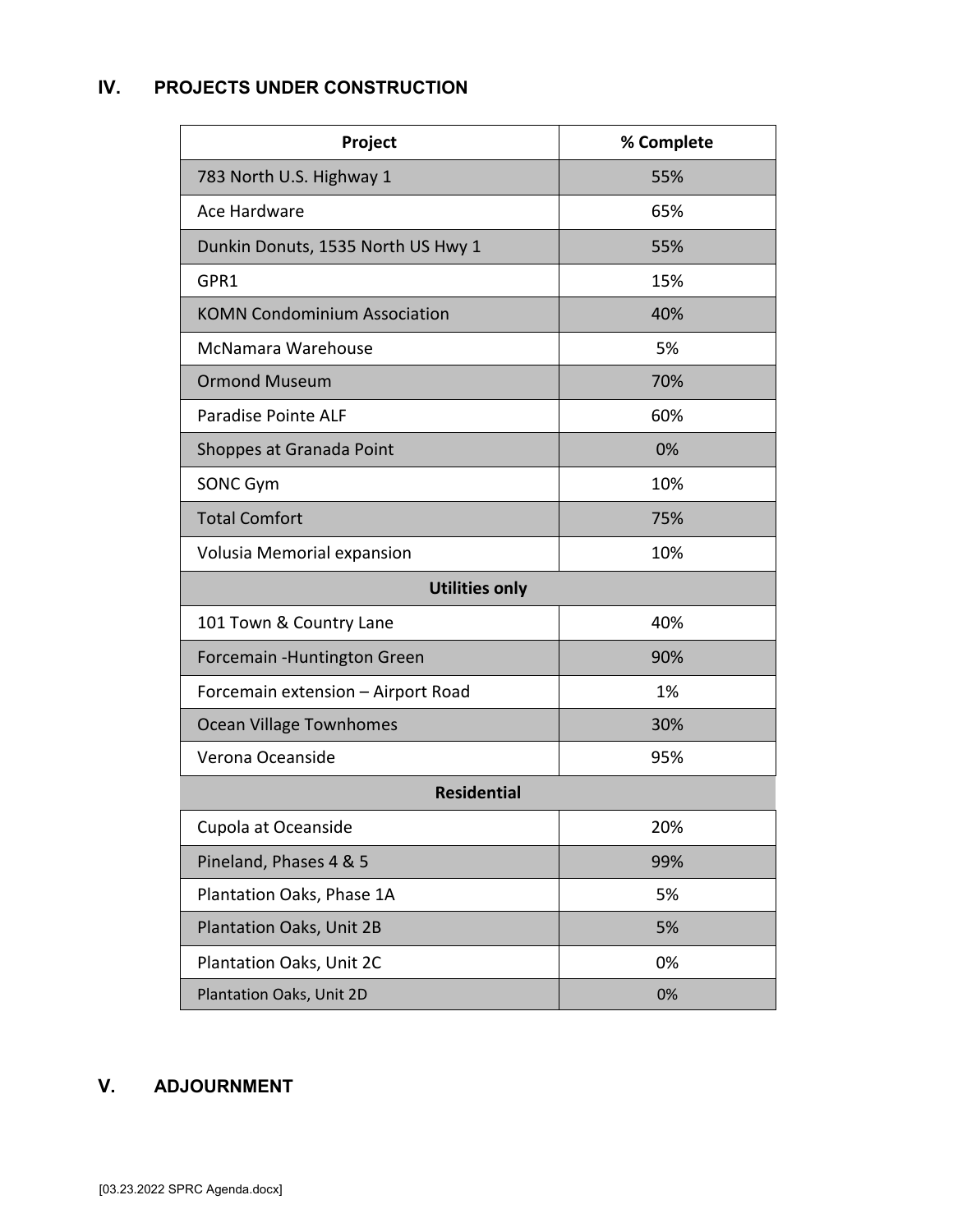## IV. PROJECTS UNDER CONSTRUCTION

| Project | % Complete |
|---|---|
| 783 North U.S. Highway 1 | 55% |
| Ace Hardware | 65% |
| Dunkin Donuts, 1535 North US Hwy 1 | 55% |
| GPR1 | 15% |
| KOMN Condominium Association | 40% |
| McNamara Warehouse | 5% |
| Ormond Museum | 70% |
| Paradise Pointe ALF | 60% |
| Shoppes at Granada Point | 0% |
| SONC Gym | 10% |
| Total Comfort | 75% |
| Volusia Memorial expansion | 10% |
| **Utilities only** | |
| 101 Town & Country Lane | 40% |
| Forcemain -Huntington Green | 90% |
| Forcemain extension – Airport Road | 1% |
| Ocean Village Townhomes | 30% |
| Verona Oceanside | 95% |
| **Residential** | |
| Cupola at Oceanside | 20% |
| Pineland, Phases 4 & 5 | 99% |
| Plantation Oaks, Phase 1A | 5% |
| Plantation Oaks, Unit 2B | 5% |
| Plantation Oaks, Unit 2C | 0% |
| Plantation Oaks, Unit 2D | 0% |

## V. ADJOURNMENT

[03.23.2022 SPRC Agenda.docx]